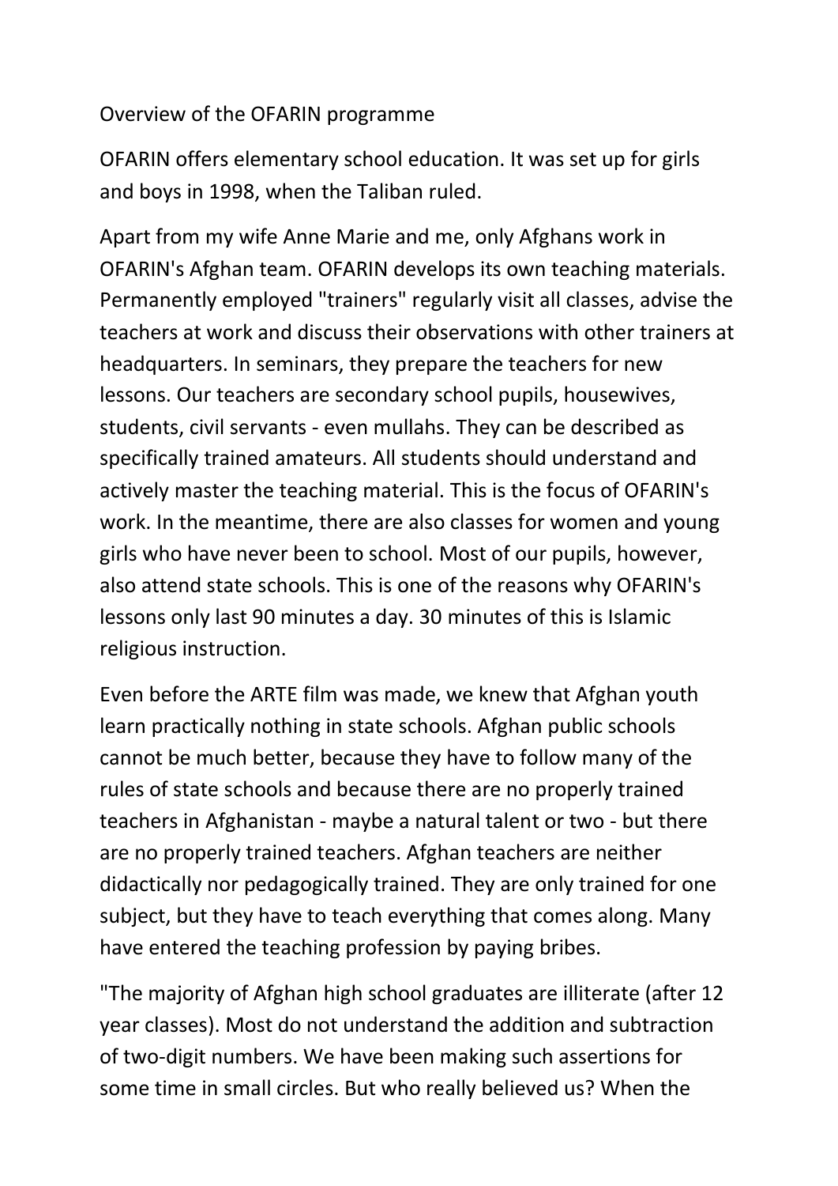# Overview of the OFARIN programme

OFARIN offers elementary school education. It was set up for girls and boys in 1998, when the Taliban ruled.

Apart from my wife Anne Marie and me, only Afghans work in OFARIN's Afghan team. OFARIN develops its own teaching materials. Permanently employed "trainers" regularly visit all classes, advise the teachers at work and discuss their observations with other trainers at headquarters. In seminars, they prepare the teachers for new lessons. Our teachers are secondary school pupils, housewives, students, civil servants - even mullahs. They can be described as specifically trained amateurs. All students should understand and actively master the teaching material. This is the focus of OFARIN's work. In the meantime, there are also classes for women and young girls who have never been to school. Most of our pupils, however, also attend state schools. This is one of the reasons why OFARIN's lessons only last 90 minutes a day. 30 minutes of this is Islamic religious instruction.

Even before the ARTE film was made, we knew that Afghan youth learn practically nothing in state schools. Afghan public schools cannot be much better, because they have to follow many of the rules of state schools and because there are no properly trained teachers in Afghanistan - maybe a natural talent or two - but there are no properly trained teachers. Afghan teachers are neither didactically nor pedagogically trained. They are only trained for one subject, but they have to teach everything that comes along. Many have entered the teaching profession by paying bribes.

"The majority of Afghan high school graduates are illiterate (after 12 year classes). Most do not understand the addition and subtraction of two-digit numbers. We have been making such assertions for some time in small circles. But who really believed us? When the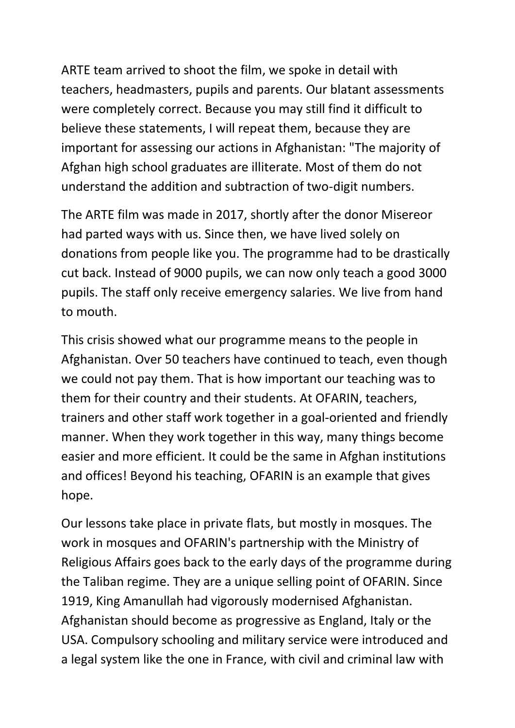ARTE team arrived to shoot the film, we spoke in detail with teachers, headmasters, pupils and parents. Our blatant assessments were completely correct. Because you may still find it difficult to believe these statements, I will repeat them, because they are important for assessing our actions in Afghanistan: "The majority of Afghan high school graduates are illiterate. Most of them do not understand the addition and subtraction of two-digit numbers.

The ARTE film was made in 2017, shortly after the donor Misereor had parted ways with us. Since then, we have lived solely on donations from people like you. The programme had to be drastically cut back. Instead of 9000 pupils, we can now only teach a good 3000 pupils. The staff only receive emergency salaries. We live from hand to mouth.

This crisis showed what our programme means to the people in Afghanistan. Over 50 teachers have continued to teach, even though we could not pay them. That is how important our teaching was to them for their country and their students. At OFARIN, teachers, trainers and other staff work together in a goal-oriented and friendly manner. When they work together in this way, many things become easier and more efficient. It could be the same in Afghan institutions and offices! Beyond his teaching, OFARIN is an example that gives hope.

Our lessons take place in private flats, but mostly in mosques. The work in mosques and OFARIN's partnership with the Ministry of Religious Affairs goes back to the early days of the programme during the Taliban regime. They are a unique selling point of OFARIN. Since 1919, King Amanullah had vigorously modernised Afghanistan. Afghanistan should become as progressive as England, Italy or the USA. Compulsory schooling and military service were introduced and a legal system like the one in France, with civil and criminal law with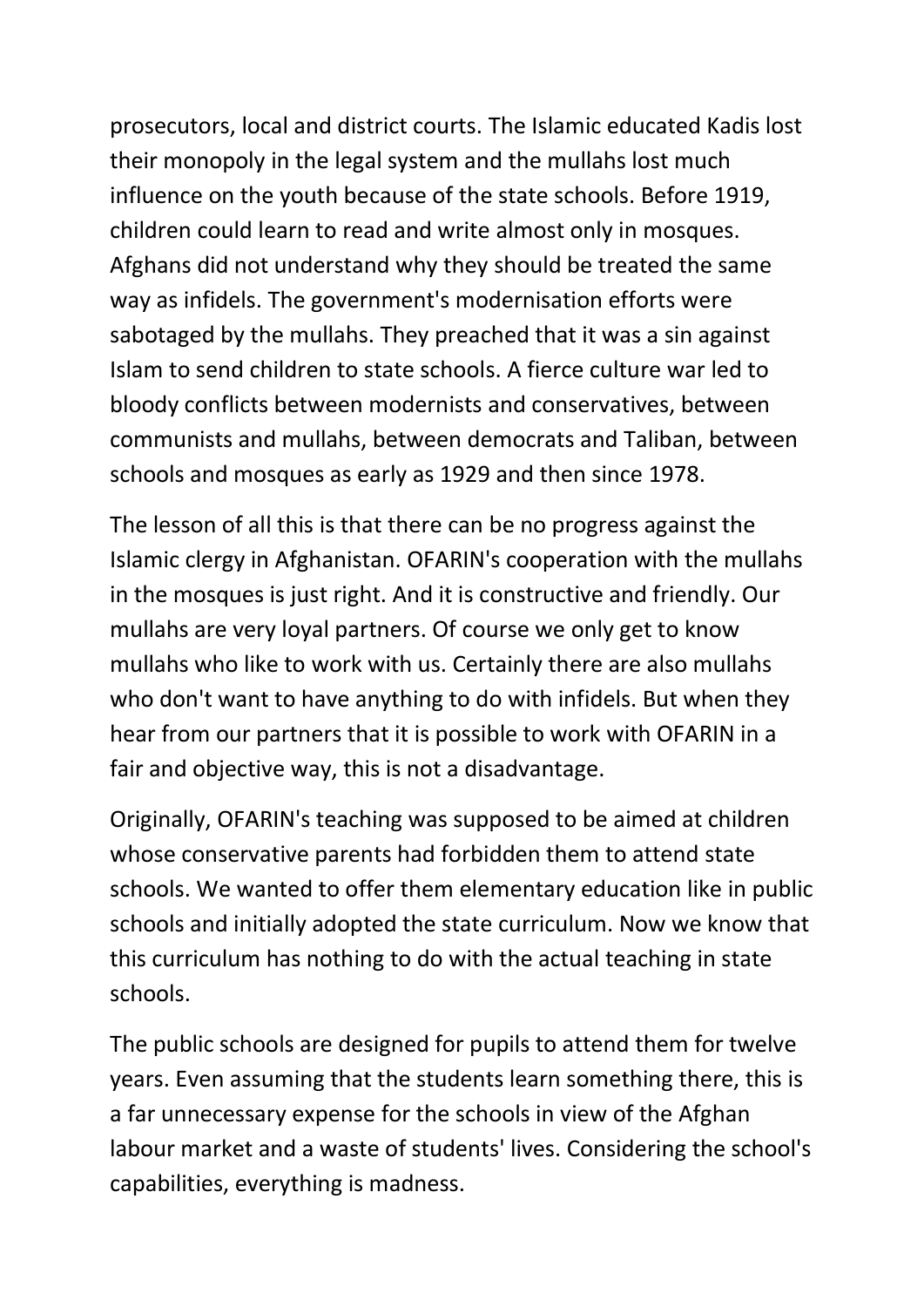prosecutors, local and district courts. The Islamic educated Kadis lost their monopoly in the legal system and the mullahs lost much influence on the youth because of the state schools. Before 1919, children could learn to read and write almost only in mosques. Afghans did not understand why they should be treated the same way as infidels. The government's modernisation efforts were sabotaged by the mullahs. They preached that it was a sin against Islam to send children to state schools. A fierce culture war led to bloody conflicts between modernists and conservatives, between communists and mullahs, between democrats and Taliban, between schools and mosques as early as 1929 and then since 1978.

The lesson of all this is that there can be no progress against the Islamic clergy in Afghanistan. OFARIN's cooperation with the mullahs in the mosques is just right. And it is constructive and friendly. Our mullahs are very loyal partners. Of course we only get to know mullahs who like to work with us. Certainly there are also mullahs who don't want to have anything to do with infidels. But when they hear from our partners that it is possible to work with OFARIN in a fair and objective way, this is not a disadvantage.

Originally, OFARIN's teaching was supposed to be aimed at children whose conservative parents had forbidden them to attend state schools. We wanted to offer them elementary education like in public schools and initially adopted the state curriculum. Now we know that this curriculum has nothing to do with the actual teaching in state schools.

The public schools are designed for pupils to attend them for twelve years. Even assuming that the students learn something there, this is a far unnecessary expense for the schools in view of the Afghan labour market and a waste of students' lives. Considering the school's capabilities, everything is madness.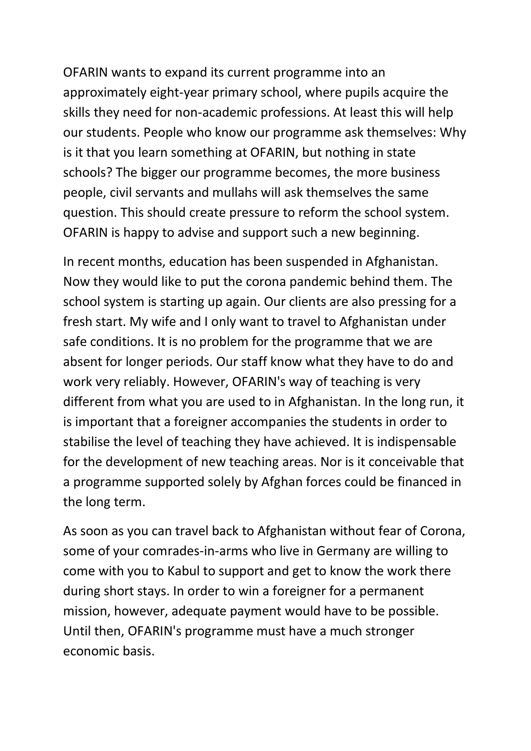OFARIN wants to expand its current programme into an approximately eight-year primary school, where pupils acquire the skills they need for non-academic professions. At least this will help our students. People who know our programme ask themselves: Why is it that you learn something at OFARIN, but nothing in state schools? The bigger our programme becomes, the more business people, civil servants and mullahs will ask themselves the same question. This should create pressure to reform the school system. OFARIN is happy to advise and support such a new beginning.

In recent months, education has been suspended in Afghanistan. Now they would like to put the corona pandemic behind them. The school system is starting up again. Our clients are also pressing for a fresh start. My wife and I only want to travel to Afghanistan under safe conditions. It is no problem for the programme that we are absent for longer periods. Our staff know what they have to do and work very reliably. However, OFARIN's way of teaching is very different from what you are used to in Afghanistan. In the long run, it is important that a foreigner accompanies the students in order to stabilise the level of teaching they have achieved. It is indispensable for the development of new teaching areas. Nor is it conceivable that a programme supported solely by Afghan forces could be financed in the long term.

As soon as you can travel back to Afghanistan without fear of Corona, some of your comrades-in-arms who live in Germany are willing to come with you to Kabul to support and get to know the work there during short stays. In order to win a foreigner for a permanent mission, however, adequate payment would have to be possible. Until then, OFARIN's programme must have a much stronger economic basis.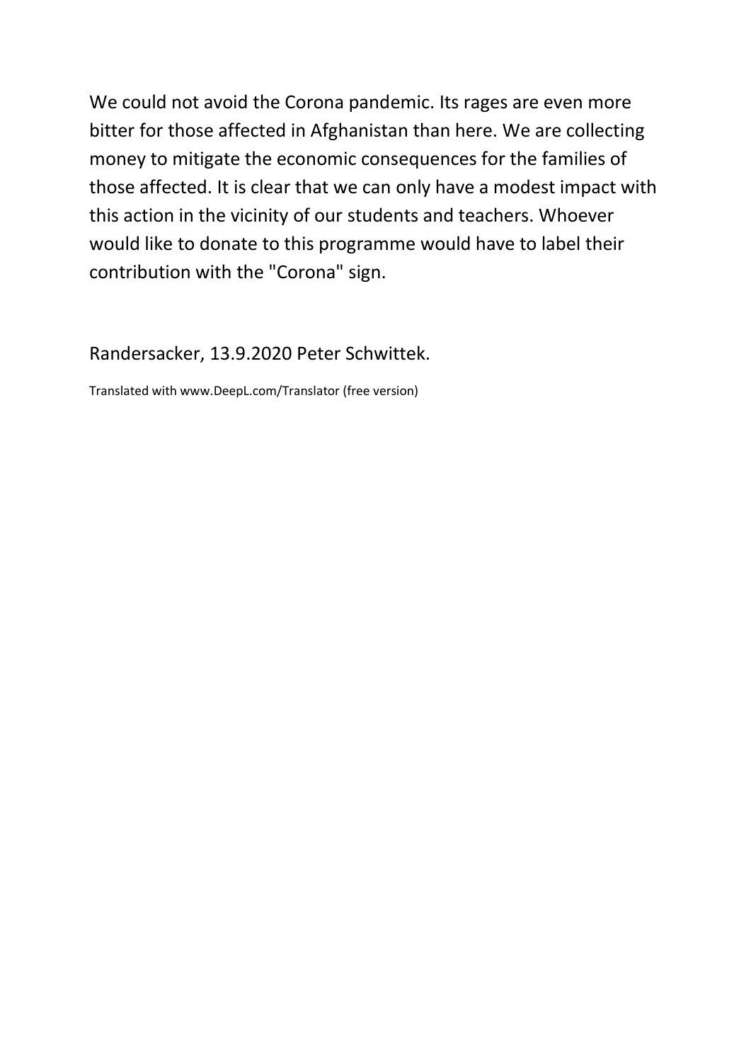We could not avoid the Corona pandemic. Its rages are even more bitter for those affected in Afghanistan than here. We are collecting money to mitigate the economic consequences for the families of those affected. It is clear that we can only have a modest impact with this action in the vicinity of our students and teachers. Whoever would like to donate to this programme would have to label their contribution with the "Corona" sign.

Randersacker, 13.9.2020 Peter Schwittek.

Translated with www.DeepL.com/Translator (free version)